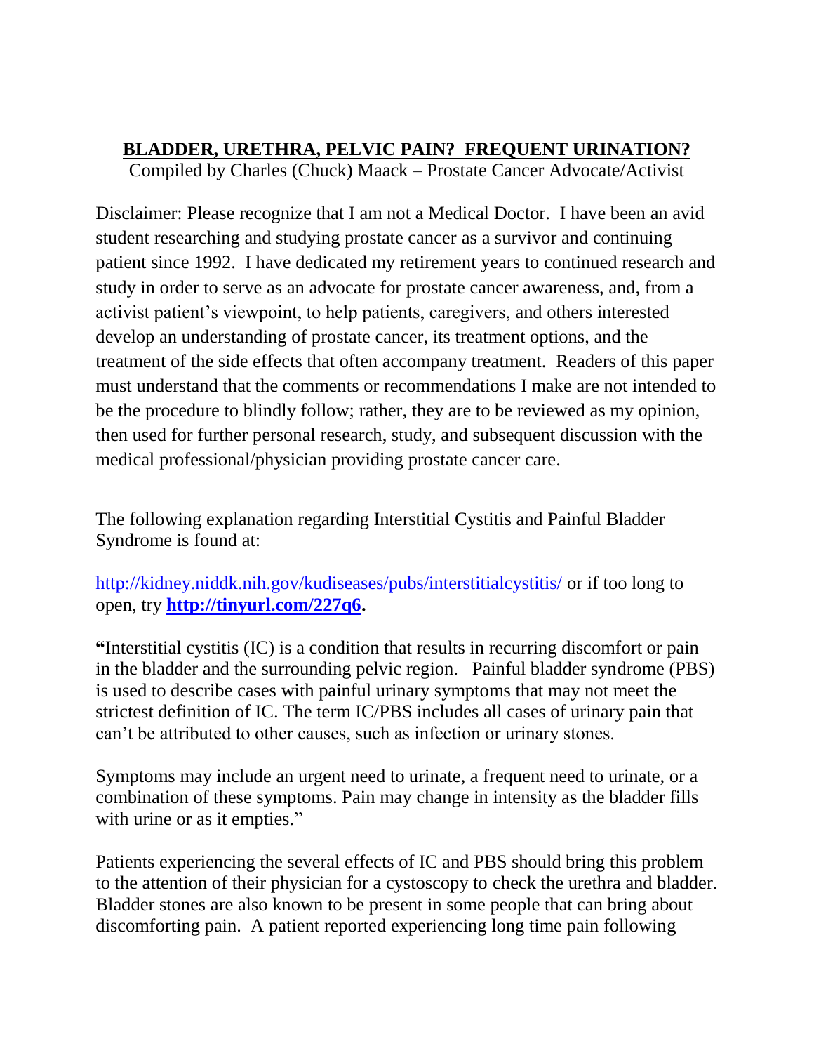# BLADDER, URETHRA, PELVIC PAIN? FREQUENT URINATION?

Compiled by Charles (Chuck) Maack – Prostate Cancer Advocate/Activist

Disclaimer: Please recognize that I am not a Medical Doctor. I have been an avid student researching and studying prostate cancer as a survivor and continuing patient since 1992. I have dedicated my retirement years to continued research and study in order to serve as an advocate for prostate cancer awareness, and, from a activist patient's viewpoint, to help patients, caregivers, and others interested develop an understanding of prostate cancer, its treatment options, and the treatment of the side effects that often accompany treatment. Readers of this paper must understand that the comments or recommendations I make are not intended to be the procedure to blindly follow; rather, they are to be reviewed as my opinion, then used for further personal research, study, and subsequent discussion with the medical professional/physician providing prostate cancer care.

The following explanation regarding Interstitial Cystitis and Painful Bladder Syndrome is found at:

http://kidney.niddk.nih.gov/kudiseases/pubs/interstitialcystitis/ or if too long to open, try **http://tinyurl.com/227q6.**

**"**Interstitial cystitis (IC) is a condition that results in recurring discomfort or pain in the bladder and the surrounding pelvic region. Painful bladder syndrome (PBS) is used to describe cases with painful urinary symptoms that may not meet the strictest definition of IC. The term IC/PBS includes all cases of urinary pain that can't be attributed to other causes, such as infection or urinary stones.

Symptoms may include an urgent need to urinate, a frequent need to urinate, or a combination of these symptoms. Pain may change in intensity as the bladder fills with urine or as it empties."

Patients experiencing the several effects of IC and PBS should bring this problem to the attention of their physician for a cystoscopy to check the urethra and bladder. Bladder stones are also known to be present in some people that can bring about discomforting pain. A patient reported experiencing long time pain following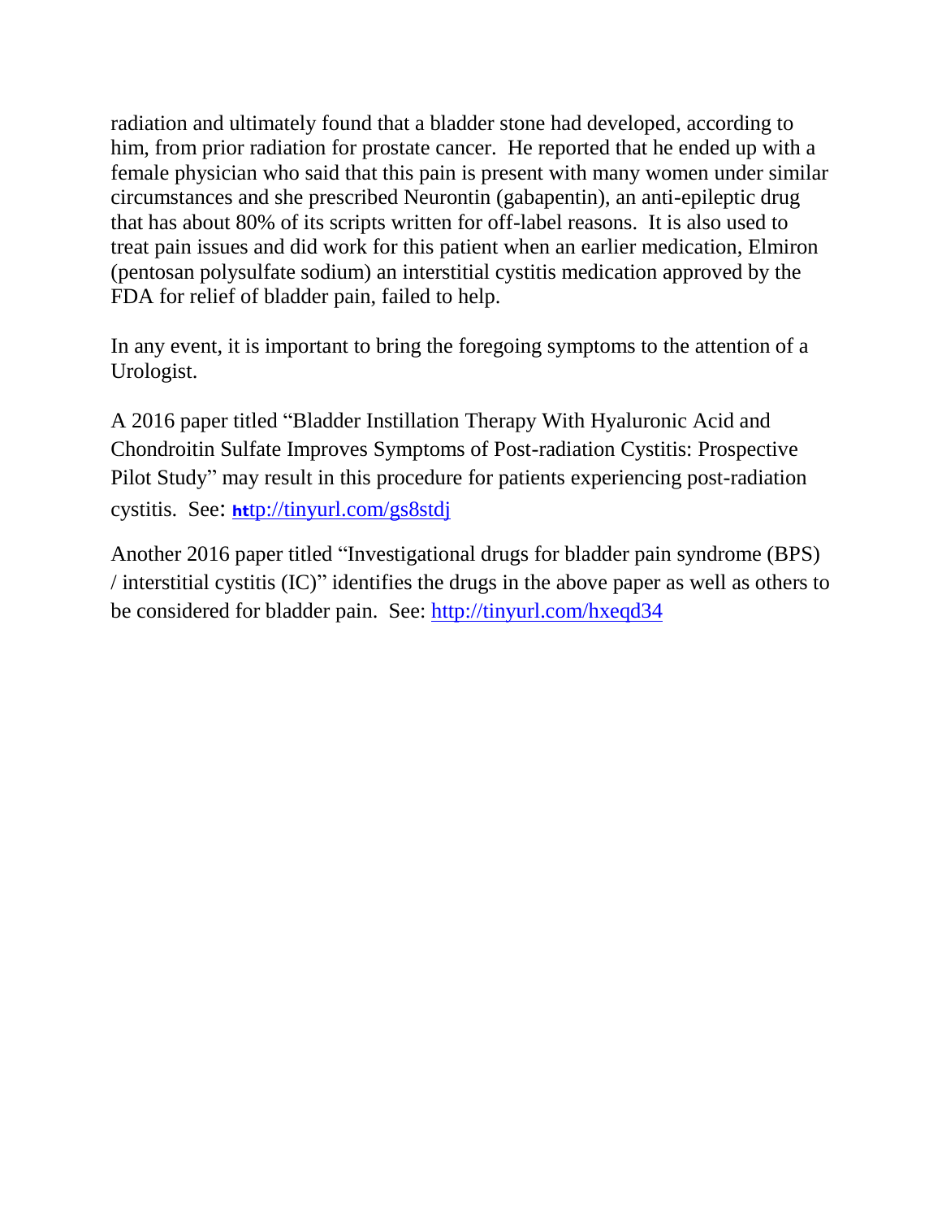radiation and ultimately found that a bladder stone had developed, according to him, from prior radiation for prostate cancer. He reported that he ended up with a female physician who said that this pain is present with many women under similar circumstances and she prescribed Neurontin (gabapentin), an anti-epileptic drug that has about 80% of its scripts written for off-label reasons. It is also used to treat pain issues and did work for this patient when an earlier medication, Elmiron (pentosan polysulfate sodium) an interstitial cystitis medication approved by the FDA for relief of bladder pain, failed to help.

In any event, it is important to bring the foregoing symptoms to the attention of a Urologist.

A 2016 paper titled "Bladder Instillation Therapy With Hyaluronic Acid and Chondroitin Sulfate Improves Symptoms of Post-radiation Cystitis: Prospective Pilot Study" may result in this procedure for patients experiencing post-radiation cystitis. See: http://tinyurl.com/gs8stdj

Another 2016 paper titled "Investigational drugs for bladder pain syndrome (BPS) / interstitial cystitis (IC)" identifies the drugs in the above paper as well as others to be considered for bladder pain. See: http://tinyurl.com/hxeqd34